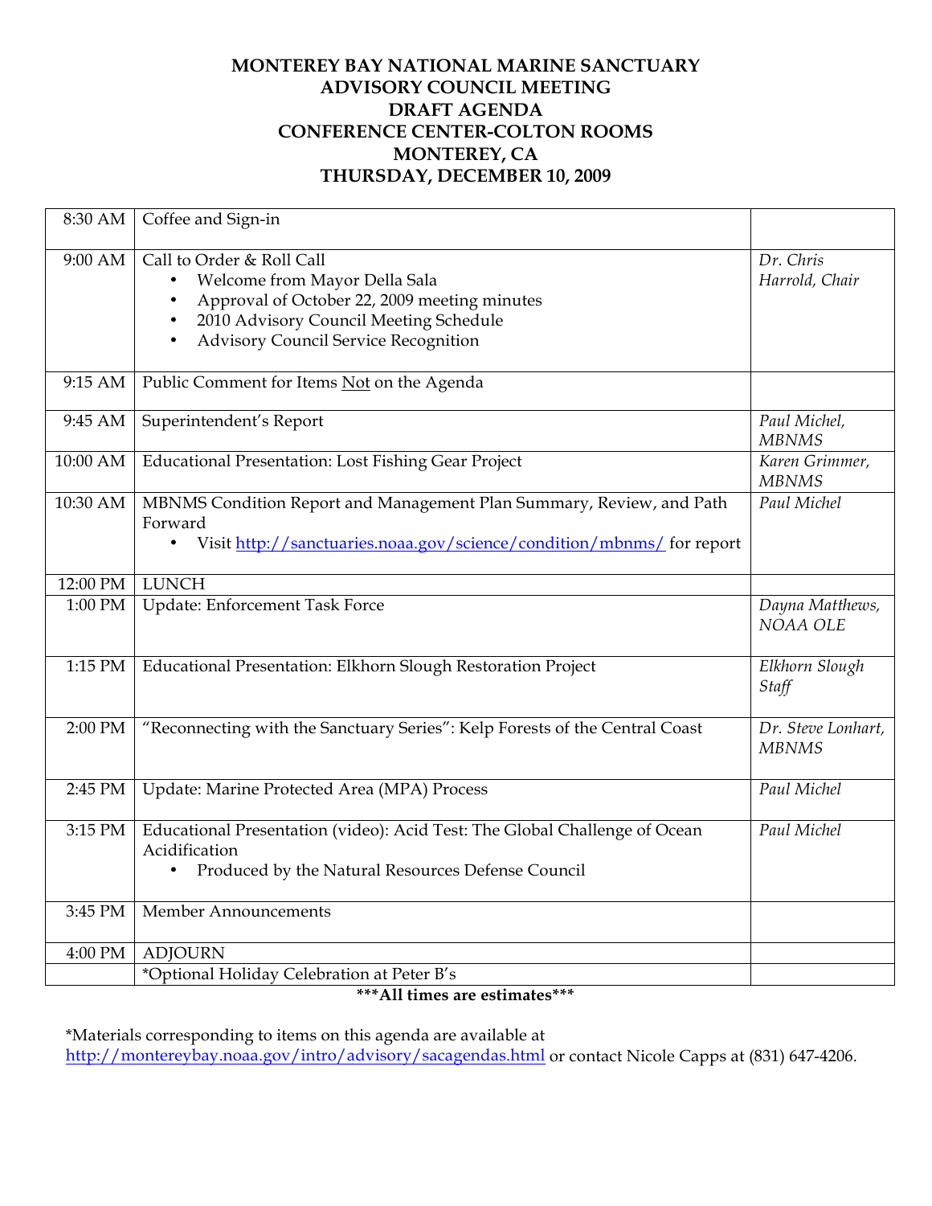# MONTEREY BAY NATIONAL MARINE SANCTUARY
# ADVISORY COUNCIL MEETING
# DRAFT AGENDA
# CONFERENCE CENTER-COLTON ROOMS
# MONTEREY, CA
# THURSDAY, DECEMBER 10, 2009

| Time | Item | Presenter |
|---|---|---|
| 8:30 AM | Coffee and Sign-in | |
| 9:00 AM | Call to Order & Roll Call<br>• Welcome from Mayor Della Sala<br>• Approval of October 22, 2009 meeting minutes<br>• 2010 Advisory Council Meeting Schedule<br>• Advisory Council Service Recognition | *Dr. Chris Harrold, Chair* |
| 9:15 AM | Public Comment for Items <u>Not</u> on the Agenda | |
| 9:45 AM | Superintendent's Report | *Paul Michel, MBNMS* |
| 10:00 AM | Educational Presentation: Lost Fishing Gear Project | *Karen Grimmer, MBNMS* |
| 10:30 AM | MBNMS Condition Report and Management Plan Summary, Review, and Path Forward<br>• Visit http://sanctuaries.noaa.gov/science/condition/mbnms/ for report | *Paul Michel* |
| 12:00 PM | LUNCH | |
| 1:00 PM | Update: Enforcement Task Force | *Dayna Matthews, NOAA OLE* |
| 1:15 PM | Educational Presentation: Elkhorn Slough Restoration Project | *Elkhorn Slough Staff* |
| 2:00 PM | "Reconnecting with the Sanctuary Series": Kelp Forests of the Central Coast | *Dr. Steve Lonhart, MBNMS* |
| 2:45 PM | Update: Marine Protected Area (MPA) Process | *Paul Michel* |
| 3:15 PM | Educational Presentation (video): Acid Test: The Global Challenge of Ocean Acidification<br>• Produced by the Natural Resources Defense Council | *Paul Michel* |
| 3:45 PM | Member Announcements | |
| 4:00 PM | ADJOURN | |
| | *Optional Holiday Celebration at Peter B's | |

**\*\*\*All times are estimates\*\*\***

*Materials corresponding to items on this agenda are available at http://montereybay.noaa.gov/intro/advisory/sacagendas.html or contact Nicole Capps at (831) 647-4206.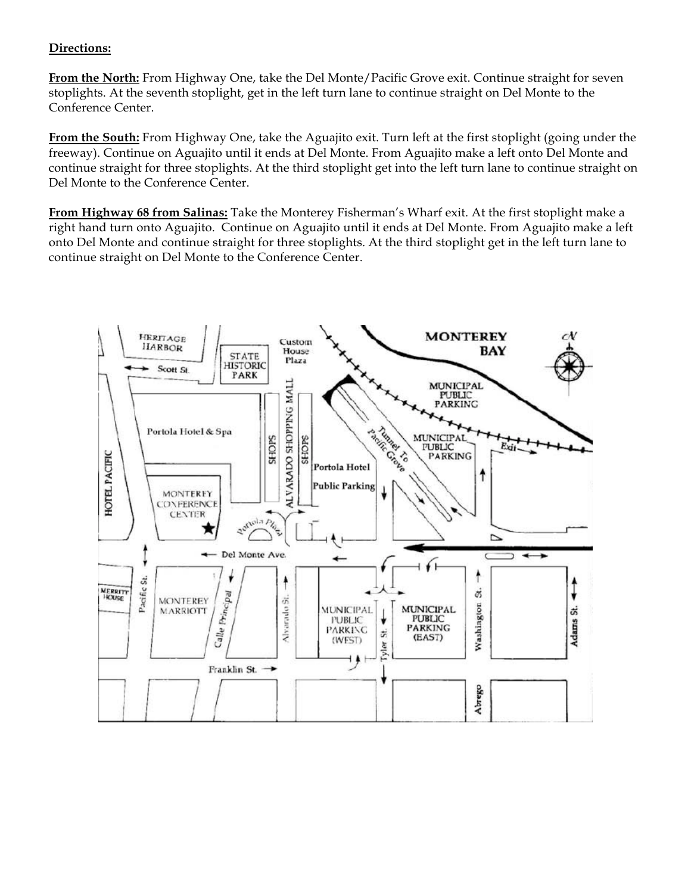**Directions:**

**From the North:** From Highway One, take the Del Monte/Pacific Grove exit. Continue straight for seven stoplights. At the seventh stoplight, get in the left turn lane to continue straight on Del Monte to the Conference Center.

**From the South:** From Highway One, take the Aguajito exit. Turn left at the first stoplight (going under the freeway). Continue on Aguajito until it ends at Del Monte. From Aguajito make a left onto Del Monte and continue straight for three stoplights. At the third stoplight get into the left turn lane to continue straight on Del Monte to the Conference Center.

**From Highway 68 from Salinas:** Take the Monterey Fisherman's Wharf exit. At the first stoplight make a right hand turn onto Aguajito. Continue on Aguajito until it ends at Del Monte. From Aguajito make a left onto Del Monte and continue straight for three stoplights. At the third stoplight get in the left turn lane to continue straight on Del Monte to the Conference Center.

HERITAGE HARBOR

Scott St.

STATE HISTORIC PARK

Custom House Plaza

MONTEREY BAY

N

MUNICIPAL PUBLIC PARKING

Portola Hotel & Spa

SHOPS

ALVARADO SHOPPING MALL

SHOPS

Tunnel To Pacific Grove

MUNICIPAL PUBLIC PARKING

Exit

HOTEL PACIFIC

Portola Hotel Public Parking

MONTEREY CONFERENCE CENTER

Portola Plaza

Del Monte Ave.

MERRITT HOUSE

Pacific St.

MONTEREY MARRIOTT

Calle Principal

Alvarado St.

MUNICIPAL PUBLIC PARKING (WEST)

Tyler St.

MUNICIPAL PUBLIC PARKING (EAST)

Washington St.

Adams St.

Franklin St.

Abrego